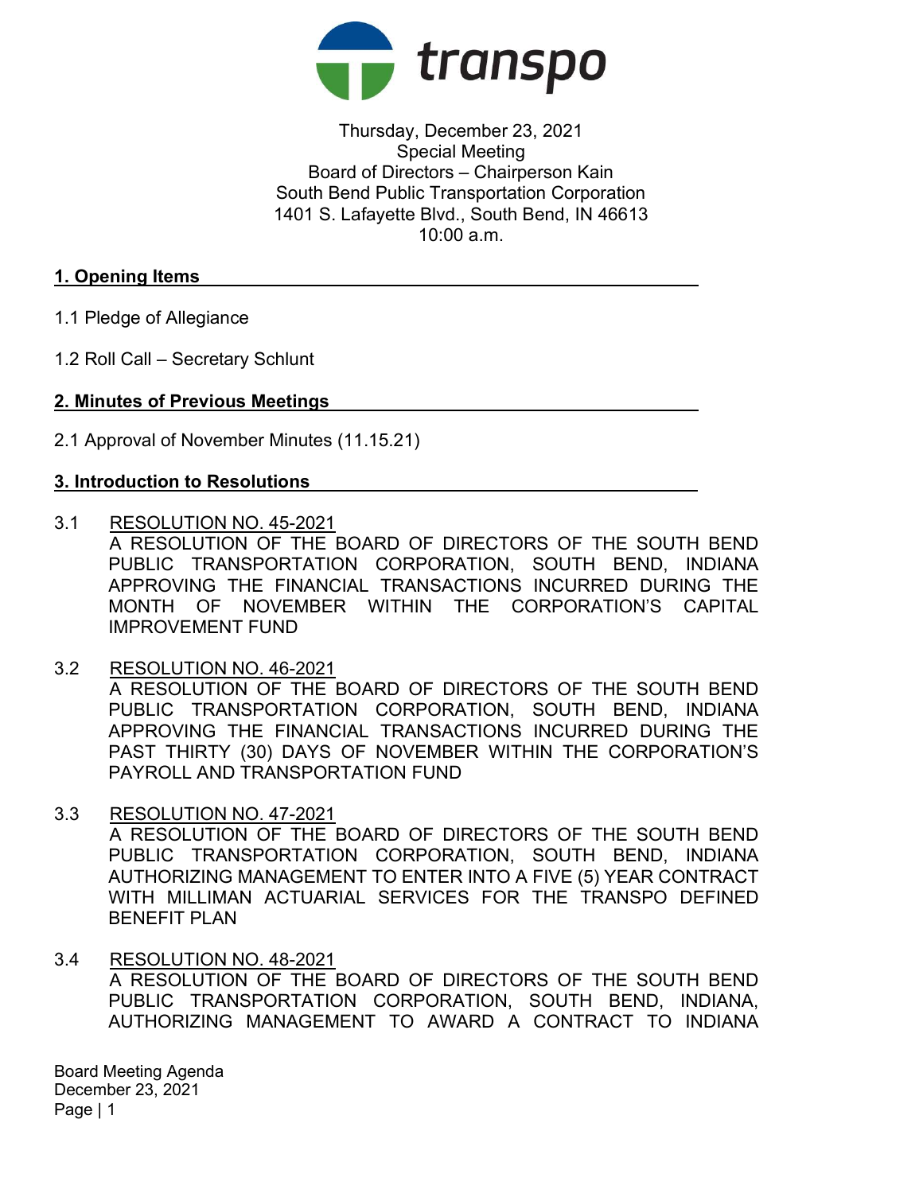transpo

Thursday, December 23, 2021
Special Meeting
Board of Directors – Chairperson Kain
South Bend Public Transportation Corporation
1401 S. Lafayette Blvd., South Bend, IN 46613
10:00 a.m.

## 1. Opening Items

1.1 Pledge of Allegiance

1.2 Roll Call – Secretary Schlunt

## 2. Minutes of Previous Meetings

2.1 Approval of November Minutes (11.15.21)

## 3. Introduction to Resolutions

3.1 RESOLUTION NO. 45-2021
A RESOLUTION OF THE BOARD OF DIRECTORS OF THE SOUTH BEND PUBLIC TRANSPORTATION CORPORATION, SOUTH BEND, INDIANA APPROVING THE FINANCIAL TRANSACTIONS INCURRED DURING THE MONTH OF NOVEMBER WITHIN THE CORPORATION'S CAPITAL IMPROVEMENT FUND

3.2 RESOLUTION NO. 46-2021
A RESOLUTION OF THE BOARD OF DIRECTORS OF THE SOUTH BEND PUBLIC TRANSPORTATION CORPORATION, SOUTH BEND, INDIANA APPROVING THE FINANCIAL TRANSACTIONS INCURRED DURING THE PAST THIRTY (30) DAYS OF NOVEMBER WITHIN THE CORPORATION'S PAYROLL AND TRANSPORTATION FUND

3.3 RESOLUTION NO. 47-2021
A RESOLUTION OF THE BOARD OF DIRECTORS OF THE SOUTH BEND PUBLIC TRANSPORTATION CORPORATION, SOUTH BEND, INDIANA AUTHORIZING MANAGEMENT TO ENTER INTO A FIVE (5) YEAR CONTRACT WITH MILLIMAN ACTUARIAL SERVICES FOR THE TRANSPO DEFINED BENEFIT PLAN

3.4 RESOLUTION NO. 48-2021
A RESOLUTION OF THE BOARD OF DIRECTORS OF THE SOUTH BEND PUBLIC TRANSPORTATION CORPORATION, SOUTH BEND, INDIANA, AUTHORIZING MANAGEMENT TO AWARD A CONTRACT TO INDIANA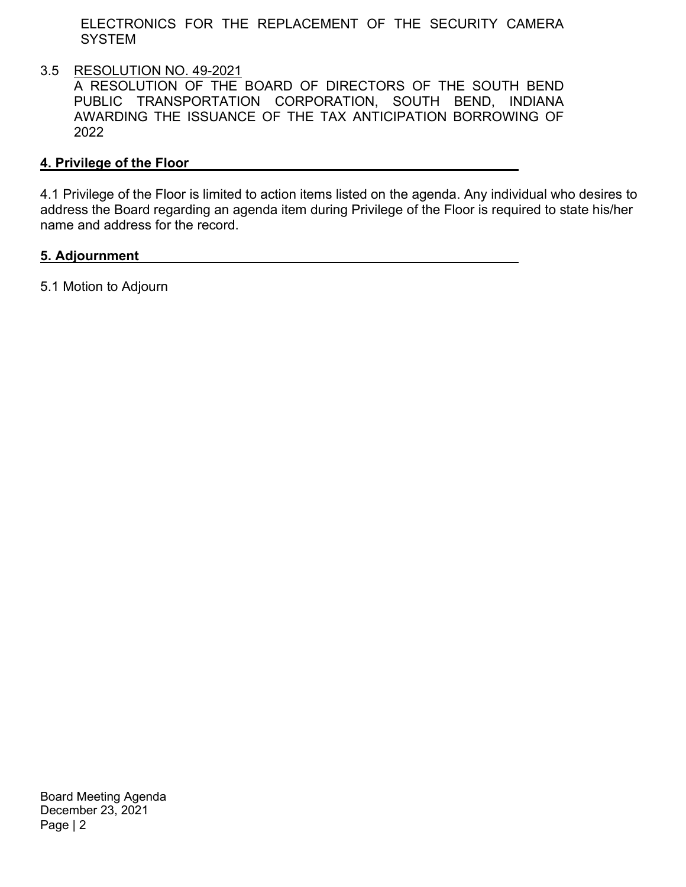ELECTRONICS FOR THE REPLACEMENT OF THE SECURITY CAMERA SYSTEM

3.5 RESOLUTION NO. 49-2021
A RESOLUTION OF THE BOARD OF DIRECTORS OF THE SOUTH BEND PUBLIC TRANSPORTATION CORPORATION, SOUTH BEND, INDIANA AWARDING THE ISSUANCE OF THE TAX ANTICIPATION BORROWING OF 2022

## 4. Privilege of the Floor

4.1 Privilege of the Floor is limited to action items listed on the agenda. Any individual who desires to address the Board regarding an agenda item during Privilege of the Floor is required to state his/her name and address for the record.

## 5. Adjournment

5.1 Motion to Adjourn